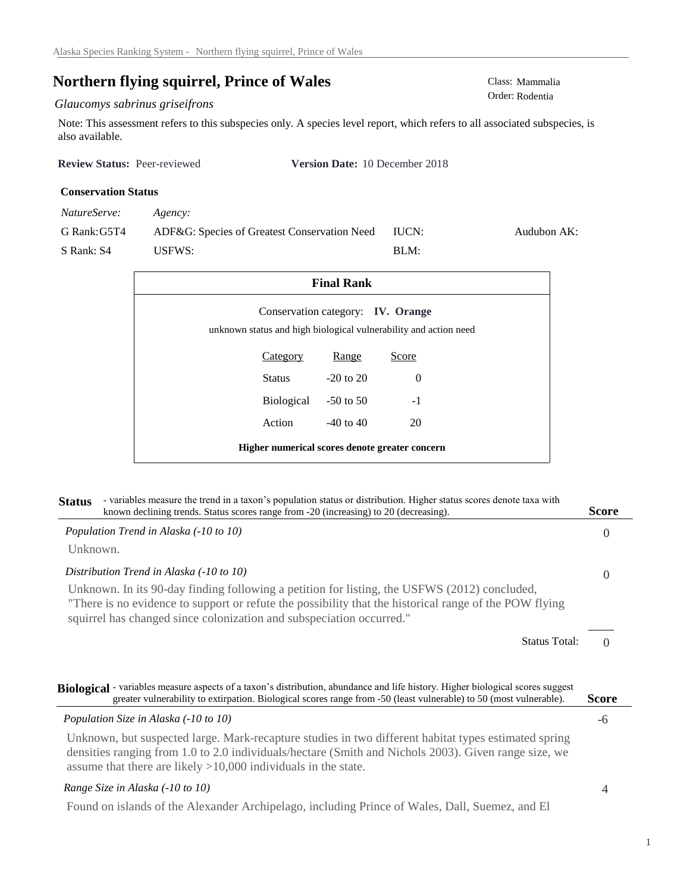# Northern flying squirrel, Prince of Wales

Class: Mammalia
Order: Rodentia

*Glaucomys sabrinus griseifrons*

Note: This assessment refers to this subspecies only. A species level report, which refers to all associated subspecies, is also available.

**Review Status:** Peer-reviewed **Version Date:** 10 December 2018

**Conservation Status**

| *NatureServe:* | *Agency:* | | |
|---|---|---|---|
| G Rank: G5T4 | ADF&G: Species of Greatest Conservation Need | IUCN: | Audubon AK: |
| S Rank: S4 | USFWS: | BLM: | |

**Final Rank**

Conservation category: **IV. Orange**

unknown status and high biological vulnerability and action need

| Category | Range | Score |
|---|---|---|
| Status | -20 to 20 | 0 |
| Biological | -50 to 50 | -1 |
| Action | -40 to 40 | 20 |

**Higher numerical scores denote greater concern**

**Status** - variables measure the trend in a taxon's population status or distribution. Higher status scores denote taxa with known declining trends. Status scores range from -20 (increasing) to 20 (decreasing). **Score**

*Population Trend in Alaska (-10 to 10)* 0

Unknown.

*Distribution Trend in Alaska (-10 to 10)* 0

Unknown. In its 90-day finding following a petition for listing, the USFWS (2012) concluded, "There is no evidence to support or refute the possibility that the historical range of the POW flying squirrel has changed since colonization and subspeciation occurred."

Status Total: 0

**Biological** - variables measure aspects of a taxon's distribution, abundance and life history. Higher biological scores suggest greater vulnerability to extirpation. Biological scores range from -50 (least vulnerable) to 50 (most vulnerable). **Score**

*Population Size in Alaska (-10 to 10)* -6

Unknown, but suspected large. Mark-recapture studies in two different habitat types estimated spring densities ranging from 1.0 to 2.0 individuals/hectare (Smith and Nichols 2003). Given range size, we assume that there are likely >10,000 individuals in the state.

*Range Size in Alaska (-10 to 10)* 4

Found on islands of the Alexander Archipelago, including Prince of Wales, Dall, Suemez, and El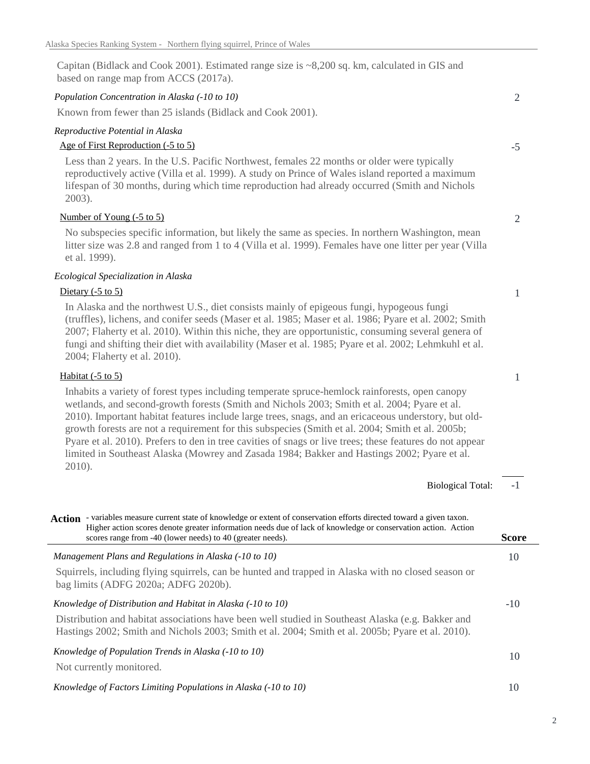Capitan (Bidlack and Cook 2001). Estimated range size is ~8,200 sq. km, calculated in GIS and based on range map from ACCS (2017a).

*Population Concentration in Alaska (-10 to 10)* — 2

Known from fewer than 25 islands (Bidlack and Cook 2001).

*Reproductive Potential in Alaska*

Age of First Reproduction (-5 to 5) — -5

Less than 2 years. In the U.S. Pacific Northwest, females 22 months or older were typically reproductively active (Villa et al. 1999). A study on Prince of Wales island reported a maximum lifespan of 30 months, during which time reproduction had already occurred (Smith and Nichols 2003).

Number of Young (-5 to 5) — 2

No subspecies specific information, but likely the same as species. In northern Washington, mean litter size was 2.8 and ranged from 1 to 4 (Villa et al. 1999). Females have one litter per year (Villa et al. 1999).

*Ecological Specialization in Alaska*

Dietary (-5 to 5) — 1

In Alaska and the northwest U.S., diet consists mainly of epigeous fungi, hypogeous fungi (truffles), lichens, and conifer seeds (Maser et al. 1985; Maser et al. 1986; Pyare et al. 2002; Smith 2007; Flaherty et al. 2010). Within this niche, they are opportunistic, consuming several genera of fungi and shifting their diet with availability (Maser et al. 1985; Pyare et al. 2002; Lehmkuhl et al. 2004; Flaherty et al. 2010).

Habitat (-5 to 5) — 1

Inhabits a variety of forest types including temperate spruce-hemlock rainforests, open canopy wetlands, and second-growth forests (Smith and Nichols 2003; Smith et al. 2004; Pyare et al. 2010). Important habitat features include large trees, snags, and an ericaceous understory, but old-growth forests are not a requirement for this subspecies (Smith et al. 2004; Smith et al. 2005b; Pyare et al. 2010). Prefers to den in tree cavities of snags or live trees; these features do not appear limited in Southeast Alaska (Mowrey and Zasada 1984; Bakker and Hastings 2002; Pyare et al. 2010).

Biological Total: -1

**Action** - variables measure current state of knowledge or extent of conservation efforts directed toward a given taxon. Higher action scores denote greater information needs due of lack of knowledge or conservation action. Action scores range from -40 (lower needs) to 40 (greater needs). — **Score**

*Management Plans and Regulations in Alaska (-10 to 10)* — 10

Squirrels, including flying squirrels, can be hunted and trapped in Alaska with no closed season or bag limits (ADFG 2020a; ADFG 2020b).

*Knowledge of Distribution and Habitat in Alaska (-10 to 10)* — -10

Distribution and habitat associations have been well studied in Southeast Alaska (e.g. Bakker and Hastings 2002; Smith and Nichols 2003; Smith et al. 2004; Smith et al. 2005b; Pyare et al. 2010).

*Knowledge of Population Trends in Alaska (-10 to 10)* — 10

Not currently monitored.

*Knowledge of Factors Limiting Populations in Alaska (-10 to 10)* — 10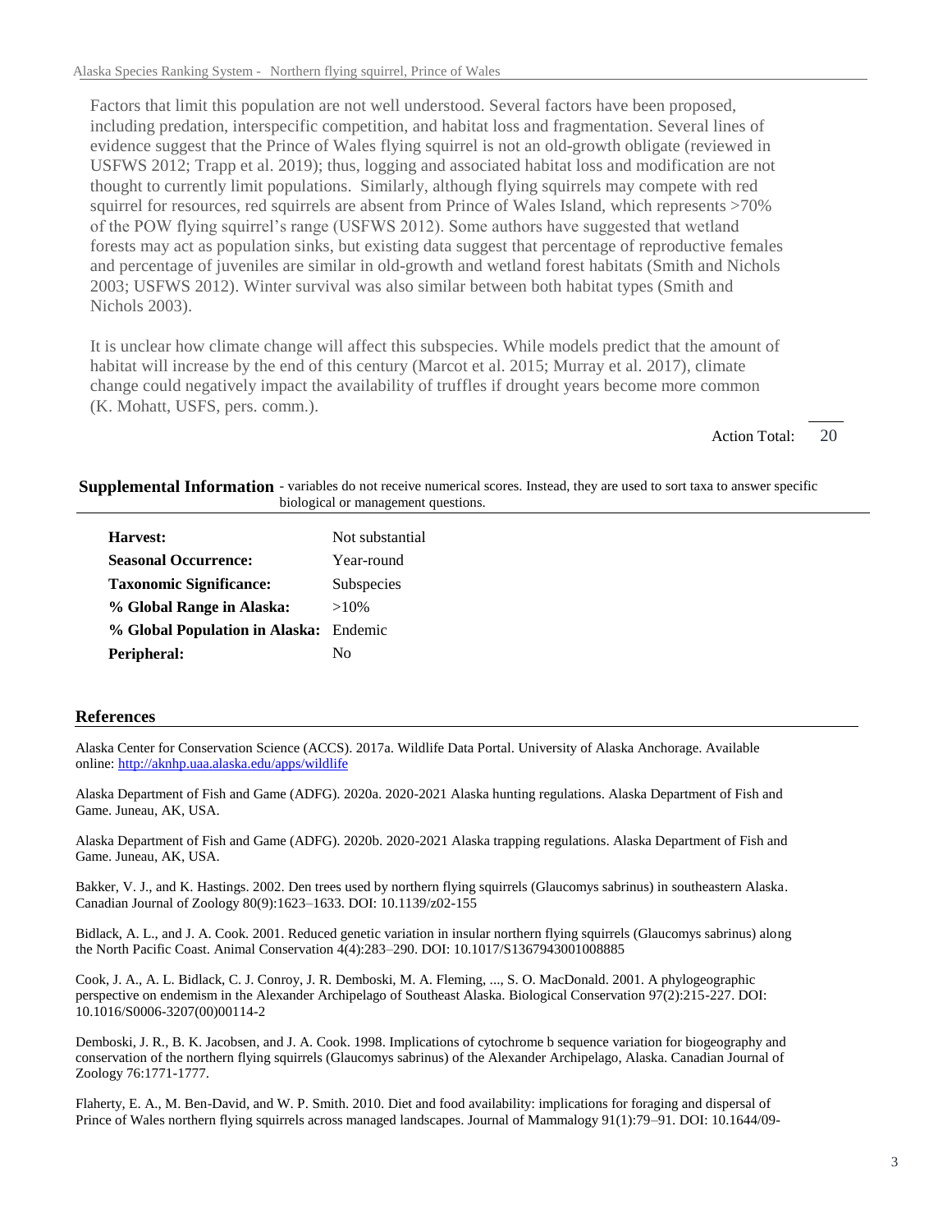Factors that limit this population are not well understood. Several factors have been proposed, including predation, interspecific competition, and habitat loss and fragmentation. Several lines of evidence suggest that the Prince of Wales flying squirrel is not an old-growth obligate (reviewed in USFWS 2012; Trapp et al. 2019); thus, logging and associated habitat loss and modification are not thought to currently limit populations. Similarly, although flying squirrels may compete with red squirrel for resources, red squirrels are absent from Prince of Wales Island, which represents >70% of the POW flying squirrel's range (USFWS 2012). Some authors have suggested that wetland forests may act as population sinks, but existing data suggest that percentage of reproductive females and percentage of juveniles are similar in old-growth and wetland forest habitats (Smith and Nichols 2003; USFWS 2012). Winter survival was also similar between both habitat types (Smith and Nichols 2003).

It is unclear how climate change will affect this subspecies. While models predict that the amount of habitat will increase by the end of this century (Marcot et al. 2015; Murray et al. 2017), climate change could negatively impact the availability of truffles if drought years become more common (K. Mohatt, USFS, pers. comm.).

Action Total: 20

## Supplemental Information

- variables do not receive numerical scores. Instead, they are used to sort taxa to answer specific biological or management questions.

| | |
|---|---|
| **Harvest:** | Not substantial |
| **Seasonal Occurrence:** | Year-round |
| **Taxonomic Significance:** | Subspecies |
| **% Global Range in Alaska:** | >10% |
| **% Global Population in Alaska:** | Endemic |
| **Peripheral:** | No |

## References

Alaska Center for Conservation Science (ACCS). 2017a. Wildlife Data Portal. University of Alaska Anchorage. Available online: http://aknhp.uaa.alaska.edu/apps/wildlife

Alaska Department of Fish and Game (ADFG). 2020a. 2020-2021 Alaska hunting regulations. Alaska Department of Fish and Game. Juneau, AK, USA.

Alaska Department of Fish and Game (ADFG). 2020b. 2020-2021 Alaska trapping regulations. Alaska Department of Fish and Game. Juneau, AK, USA.

Bakker, V. J., and K. Hastings. 2002. Den trees used by northern flying squirrels (Glaucomys sabrinus) in southeastern Alaska. Canadian Journal of Zoology 80(9):1623–1633. DOI: 10.1139/z02-155

Bidlack, A. L., and J. A. Cook. 2001. Reduced genetic variation in insular northern flying squirrels (Glaucomys sabrinus) along the North Pacific Coast. Animal Conservation 4(4):283–290. DOI: 10.1017/S1367943001008885

Cook, J. A., A. L. Bidlack, C. J. Conroy, J. R. Demboski, M. A. Fleming, ..., S. O. MacDonald. 2001. A phylogeographic perspective on endemism in the Alexander Archipelago of Southeast Alaska. Biological Conservation 97(2):215-227. DOI: 10.1016/S0006-3207(00)00114-2

Demboski, J. R., B. K. Jacobsen, and J. A. Cook. 1998. Implications of cytochrome b sequence variation for biogeography and conservation of the northern flying squirrels (Glaucomys sabrinus) of the Alexander Archipelago, Alaska. Canadian Journal of Zoology 76:1771-1777.

Flaherty, E. A., M. Ben-David, and W. P. Smith. 2010. Diet and food availability: implications for foraging and dispersal of Prince of Wales northern flying squirrels across managed landscapes. Journal of Mammalogy 91(1):79–91. DOI: 10.1644/09-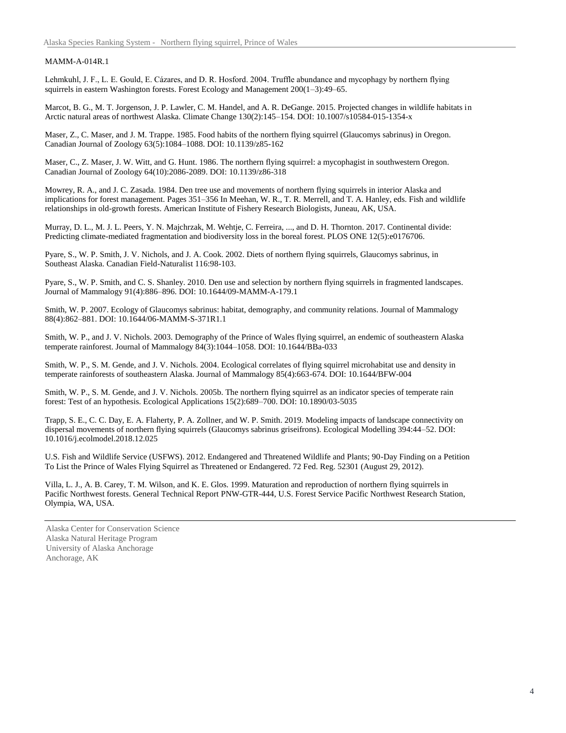MAMM-A-014R.1

Lehmkuhl, J. F., L. E. Gould, E. Cázares, and D. R. Hosford. 2004. Truffle abundance and mycophagy by northern flying squirrels in eastern Washington forests. Forest Ecology and Management 200(1–3):49–65.

Marcot, B. G., M. T. Jorgenson, J. P. Lawler, C. M. Handel, and A. R. DeGange. 2015. Projected changes in wildlife habitats in Arctic natural areas of northwest Alaska. Climate Change 130(2):145–154. DOI: 10.1007/s10584-015-1354-x

Maser, Z., C. Maser, and J. M. Trappe. 1985. Food habits of the northern flying squirrel (Glaucomys sabrinus) in Oregon. Canadian Journal of Zoology 63(5):1084–1088. DOI: 10.1139/z85-162

Maser, C., Z. Maser, J. W. Witt, and G. Hunt. 1986. The northern flying squirrel: a mycophagist in southwestern Oregon. Canadian Journal of Zoology 64(10):2086-2089. DOI: 10.1139/z86-318

Mowrey, R. A., and J. C. Zasada. 1984. Den tree use and movements of northern flying squirrels in interior Alaska and implications for forest management. Pages 351–356 In Meehan, W. R., T. R. Merrell, and T. A. Hanley, eds. Fish and wildlife relationships in old-growth forests. American Institute of Fishery Research Biologists, Juneau, AK, USA.

Murray, D. L., M. J. L. Peers, Y. N. Majchrzak, M. Wehtje, C. Ferreira, ..., and D. H. Thornton. 2017. Continental divide: Predicting climate-mediated fragmentation and biodiversity loss in the boreal forest. PLOS ONE 12(5):e0176706.

Pyare, S., W. P. Smith, J. V. Nichols, and J. A. Cook. 2002. Diets of northern flying squirrels, Glaucomys sabrinus, in Southeast Alaska. Canadian Field-Naturalist 116:98-103.

Pyare, S., W. P. Smith, and C. S. Shanley. 2010. Den use and selection by northern flying squirrels in fragmented landscapes. Journal of Mammalogy 91(4):886–896. DOI: 10.1644/09-MAMM-A-179.1

Smith, W. P. 2007. Ecology of Glaucomys sabrinus: habitat, demography, and community relations. Journal of Mammalogy 88(4):862–881. DOI: 10.1644/06-MAMM-S-371R1.1

Smith, W. P., and J. V. Nichols. 2003. Demography of the Prince of Wales flying squirrel, an endemic of southeastern Alaska temperate rainforest. Journal of Mammalogy 84(3):1044–1058. DOI: 10.1644/BBa-033

Smith, W. P., S. M. Gende, and J. V. Nichols. 2004. Ecological correlates of flying squirrel microhabitat use and density in temperate rainforests of southeastern Alaska. Journal of Mammalogy 85(4):663-674. DOI: 10.1644/BFW-004

Smith, W. P., S. M. Gende, and J. V. Nichols. 2005b. The northern flying squirrel as an indicator species of temperate rain forest: Test of an hypothesis. Ecological Applications 15(2):689–700. DOI: 10.1890/03-5035

Trapp, S. E., C. C. Day, E. A. Flaherty, P. A. Zollner, and W. P. Smith. 2019. Modeling impacts of landscape connectivity on dispersal movements of northern flying squirrels (Glaucomys sabrinus griseifrons). Ecological Modelling 394:44–52. DOI: 10.1016/j.ecolmodel.2018.12.025

U.S. Fish and Wildlife Service (USFWS). 2012. Endangered and Threatened Wildlife and Plants; 90-Day Finding on a Petition To List the Prince of Wales Flying Squirrel as Threatened or Endangered. 72 Fed. Reg. 52301 (August 29, 2012).

Villa, L. J., A. B. Carey, T. M. Wilson, and K. E. Glos. 1999. Maturation and reproduction of northern flying squirrels in Pacific Northwest forests. General Technical Report PNW-GTR-444, U.S. Forest Service Pacific Northwest Research Station, Olympia, WA, USA.